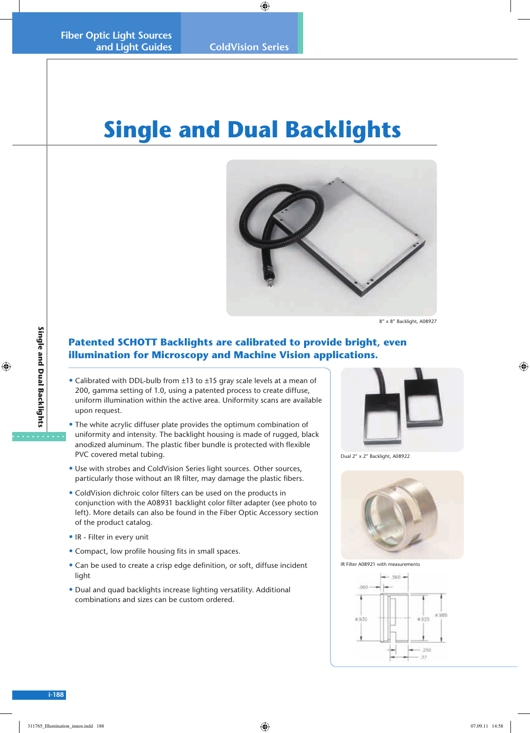# Single and Dual Backlights

8" x 8" Backlight, A08927

## Patented SCHOTT Backlights are calibrated to provide bright, even illumination for Microscopy and Machine Vision applications.

- Calibrated with DDL-bulb from ±13 to ±15 gray scale levels at a mean of 200, gamma setting of 1.0, using a patented process to create diffuse, uniform illumination within the active area. Uniformity scans are available upon request.
- The white acrylic diffuser plate provides the optimum combination of uniformity and intensity. The backlight housing is made of rugged, black anodized aluminum. The plastic fiber bundle is protected with flexible PVC covered metal tubing.
- Use with strobes and ColdVision Series light sources. Other sources, particularly those without an IR filter, may damage the plastic fibers.
- ColdVision dichroic color filters can be used on the products in conjunction with the A08931 backlight color filter adapter (see photo to left). More details can also be found in the Fiber Optic Accessory section of the product catalog.
- IR - Filter in every unit
- Compact, low profile housing fits in small spaces.
- Can be used to create a crisp edge definition, or soft, diffuse incident light
- Dual and quad backlights increase lighting versatility. Additional combinations and sizes can be custom ordered.

Dual 2" x 2" Backlight, A08922

IR Filter A08921 with measurements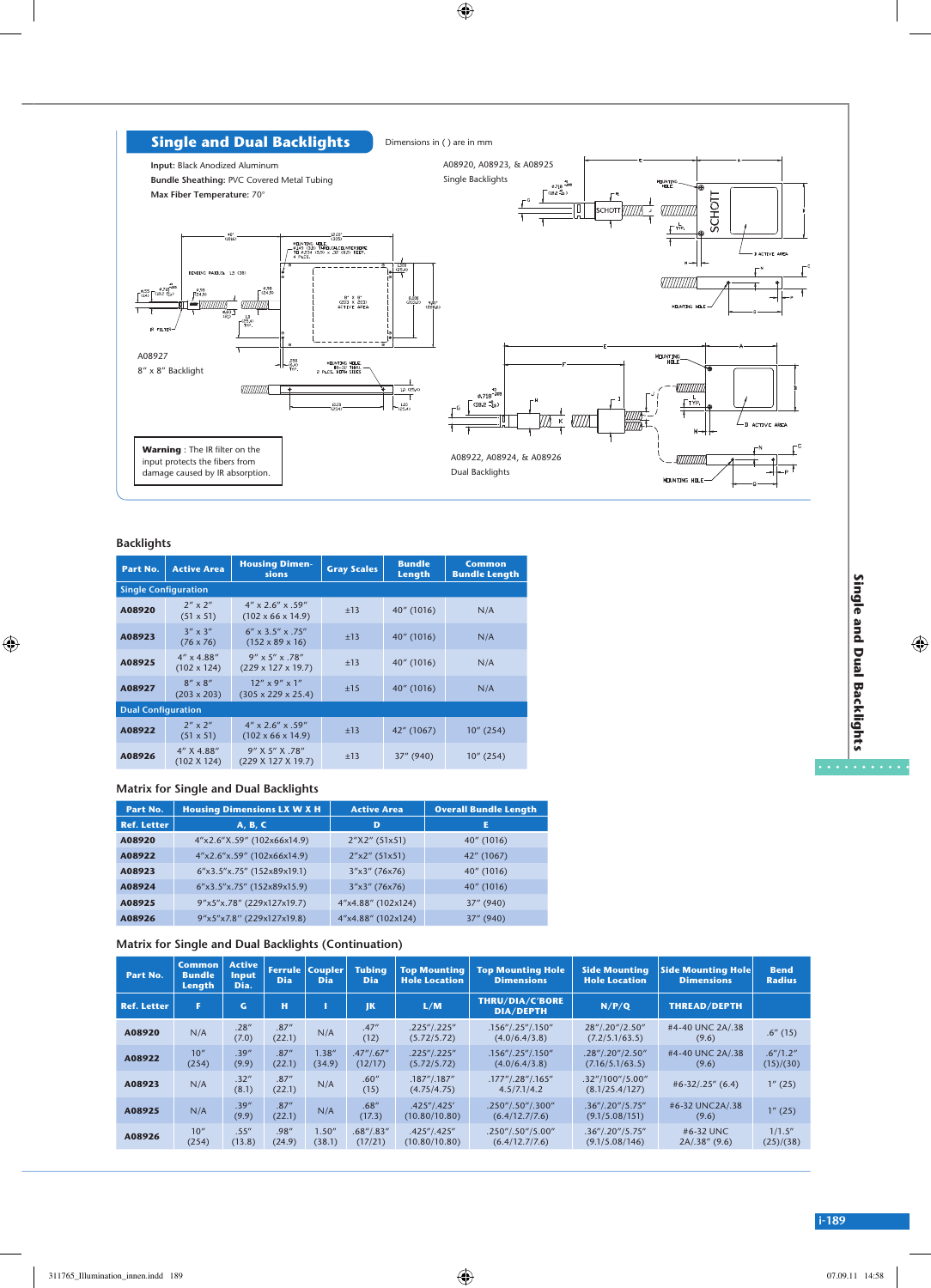## Single and Dual Backlights

Dimensions in ( ) are in mm

**Input:** Black Anodized Aluminum

**Bundle Sheathing:** PVC Covered Metal Tubing

**Max Fiber Temperature:** 70°

A08920, A08923, & A08925

Single Backlights

A08927

8" x 8" Backlight

**Warning** : The IR filter on the input protects the fibers from damage caused by IR absorption.

A08922, A08924, & A08926

Dual Backlights

### Backlights

| Part No. | Active Area | Housing Dimensions | Gray Scales | Bundle Length | Common Bundle Length |
|---|---|---|---|---|---|
| **Single Configuration** | | | | | |
| **A08920** | 2" x 2" (51 x 51) | 4" x 2.6" x .59" (102 x 66 x 14.9) | ±13 | 40" (1016) | N/A |
| **A08923** | 3" x 3" (76 x 76) | 6" x 3.5" x .75" (152 x 89 x 16) | ±13 | 40" (1016) | N/A |
| **A08925** | 4" x 4.88" (102 x 124) | 9" x 5" x .78" (229 x 127 x 19.7) | ±13 | 40" (1016) | N/A |
| **A08927** | 8" x 8" (203 x 203) | 12" x 9" x 1" (305 x 229 x 25.4) | ±15 | 40" (1016) | N/A |
| **Dual Configuration** | | | | | |
| **A08922** | 2" x 2" (51 x 51) | 4" x 2.6" x .59" (102 x 66 x 14.9) | ±13 | 42" (1067) | 10" (254) |
| **A08926** | 4" X 4.88" (102 X 124) | 9" X 5" X .78" (229 X 127 X 19.7) | ±13 | 37" (940) | 10" (254) |

### Matrix for Single and Dual Backlights

| Part No. | Housing Dimensions LX W X H | Active Area | Overall Bundle Length |
|---|---|---|---|
| **Ref. Letter** | **A, B, C** | **D** | **E** |
| **A08920** | 4"x2.6"X.59" (102x66x14.9) | 2"X2" (51x51) | 40" (1016) |
| **A08922** | 4"x2.6"x.59" (102x66x14.9) | 2"x2" (51x51) | 42" (1067) |
| **A08923** | 6"x3.5"x.75" (152x89x19.1) | 3"x3" (76x76) | 40" (1016) |
| **A08924** | 6"x3.5"x.75" (152x89x15.9) | 3"x3" (76x76) | 40" (1016) |
| **A08925** | 9"x5"x.78" (229x127x19.7) | 4"x4.88" (102x124) | 37" (940) |
| **A08926** | 9"x5"x7.8" (229x127x19.8) | 4"x4.88" (102x124) | 37" (940) |

### Matrix for Single and Dual Backlights (Continuation)

| Part No. | Common Bundle Length | Active Input Dia. | Ferrule Dia | Coupler Dia | Tubing Dia | Top Mounting Hole Location | Top Mounting Hole Dimensions | Side Mounting Hole Location | Side Mounting Hole Dimensions | Bend Radius |
|---|---|---|---|---|---|---|---|---|---|---|
| **Ref. Letter** | **F** | **G** | **H** | **I** | **JK** | **L/M** | **THRU/DIA/C'BORE DIA/DEPTH** | **N/P/Q** | **THREAD/DEPTH** | |
| **A08920** | N/A | .28" (7.0) | .87" (22.1) | N/A | .47" (12) | .225"/.225" (5.72/5.72) | .156"/.25"/.150" (4.0/6.4/3.8) | 28"/.20"/2.50" (7.2/5.1/63.5) | #4-40 UNC 2A/.38 (9.6) | .6" (15) |
| **A08922** | 10" (254) | .39" (9.9) | .87" (22.1) | 1.38" (34.9) | .47"/.67" (12/17) | .225"/.225" (5.72/5.72) | .156"/.25"/.150" (4.0/6.4/3.8) | .28"/.20"/2.50" (7.16/5.1/63.5) | #4-40 UNC 2A/.38 (9.6) | .6"/1.2" (15)/(30) |
| **A08923** | N/A | .32" (8.1) | .87" (22.1) | N/A | .60" (15) | .187"/.187" (4.75/4.75) | .177"/.28"/.165" 4.5/7.1/4.2 | .32"/100"/5.00" (8.1/25.4/127) | #6-32/.25" (6.4) | 1" (25) |
| **A08925** | N/A | .39" (9.9) | .87" (22.1) | N/A | .68" (17.3) | .425"/.425' (10.80/10.80) | .250"/.50"/.300" (6.4/12.7/7.6) | .36"/.20"/5.75" (9.1/5.08/151) | #6-32 UNC2A/.38 (9.6) | 1" (25) |
| **A08926** | 10" (254) | .55" (13.8) | .98" (24.9) | 1.50" (38.1) | .68"/.83" (17/21) | .425"/.425" (10.80/10.80) | .250"/.50"/5.00" (6.4/12.7/7.6) | .36"/.20"/5.75" (9.1/5.08/146) | #6-32 UNC 2A/.38" (9.6) | 1/1.5" (25)/(38) |